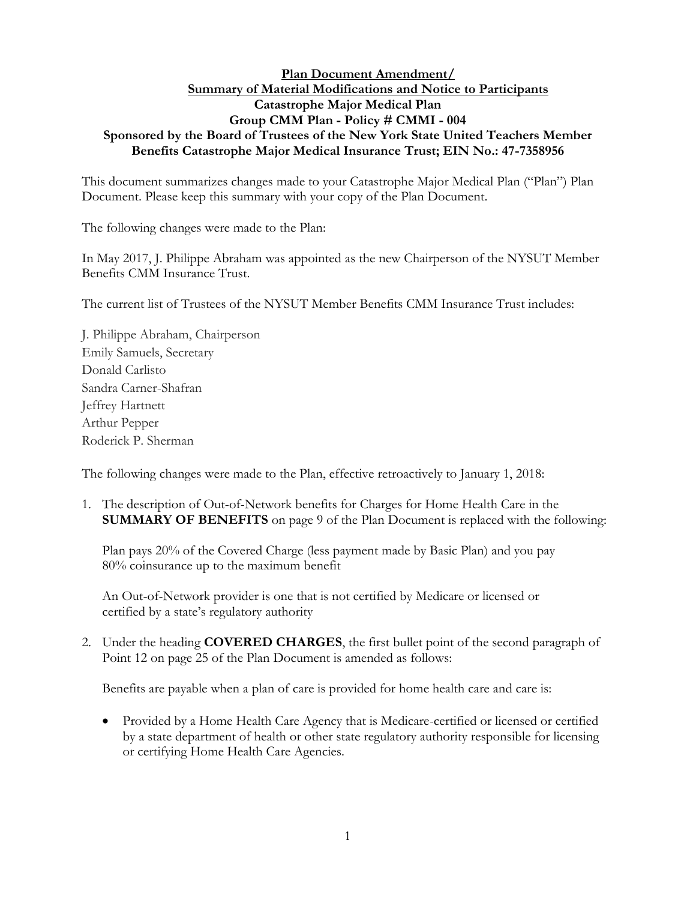**Plan Document Amendment/**
**Summary of Material Modifications and Notice to Participants**
**Catastrophe Major Medical Plan**
**Group CMM Plan - Policy # CMMI - 004**
**Sponsored by the Board of Trustees of the New York State United Teachers Member Benefits Catastrophe Major Medical Insurance Trust; EIN No.: 47-7358956**

This document summarizes changes made to your Catastrophe Major Medical Plan ("Plan") Plan Document. Please keep this summary with your copy of the Plan Document.

The following changes were made to the Plan:

In May 2017, J. Philippe Abraham was appointed as the new Chairperson of the NYSUT Member Benefits CMM Insurance Trust.

The current list of Trustees of the NYSUT Member Benefits CMM Insurance Trust includes:

J. Philippe Abraham, Chairperson
Emily Samuels, Secretary
Donald Carlisto
Sandra Carner-Shafran
Jeffrey Hartnett
Arthur Pepper
Roderick P. Sherman

The following changes were made to the Plan, effective retroactively to January 1, 2018:

1. The description of Out-of-Network benefits for Charges for Home Health Care in the **SUMMARY OF BENEFITS** on page 9 of the Plan Document is replaced with the following:

   Plan pays 20% of the Covered Charge (less payment made by Basic Plan) and you pay 80% coinsurance up to the maximum benefit

   An Out-of-Network provider is one that is not certified by Medicare or licensed or certified by a state's regulatory authority

2. Under the heading **COVERED CHARGES**, the first bullet point of the second paragraph of Point 12 on page 25 of the Plan Document is amended as follows:

   Benefits are payable when a plan of care is provided for home health care and care is:

   - Provided by a Home Health Care Agency that is Medicare-certified or licensed or certified by a state department of health or other state regulatory authority responsible for licensing or certifying Home Health Care Agencies.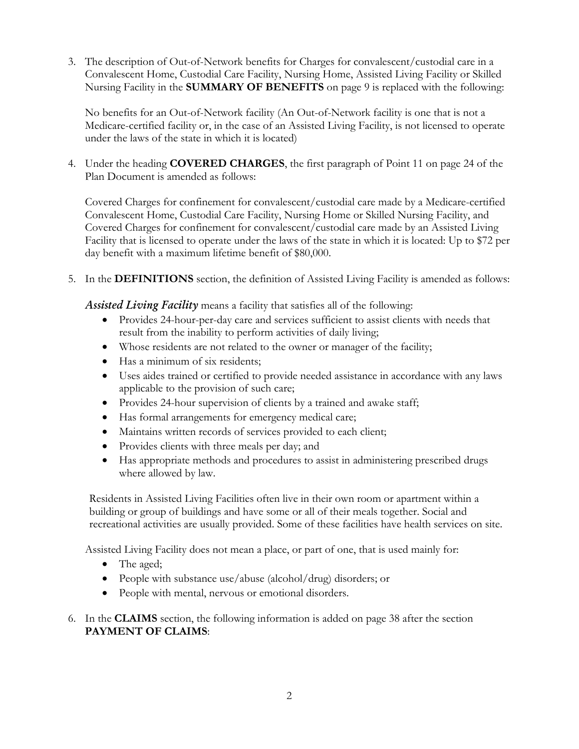3. The description of Out-of-Network benefits for Charges for convalescent/custodial care in a Convalescent Home, Custodial Care Facility, Nursing Home, Assisted Living Facility or Skilled Nursing Facility in the **SUMMARY OF BENEFITS** on page 9 is replaced with the following:

   No benefits for an Out-of-Network facility (An Out-of-Network facility is one that is not a Medicare-certified facility or, in the case of an Assisted Living Facility, is not licensed to operate under the laws of the state in which it is located)

4. Under the heading **COVERED CHARGES**, the first paragraph of Point 11 on page 24 of the Plan Document is amended as follows:

   Covered Charges for confinement for convalescent/custodial care made by a Medicare-certified Convalescent Home, Custodial Care Facility, Nursing Home or Skilled Nursing Facility, and Covered Charges for confinement for convalescent/custodial care made by an Assisted Living Facility that is licensed to operate under the laws of the state in which it is located: Up to $72 per day benefit with a maximum lifetime benefit of $80,000.

5. In the **DEFINITIONS** section, the definition of Assisted Living Facility is amended as follows:

   ***Assisted Living Facility*** means a facility that satisfies all of the following:

   - Provides 24-hour-per-day care and services sufficient to assist clients with needs that result from the inability to perform activities of daily living;
   - Whose residents are not related to the owner or manager of the facility;
   - Has a minimum of six residents;
   - Uses aides trained or certified to provide needed assistance in accordance with any laws applicable to the provision of such care;
   - Provides 24-hour supervision of clients by a trained and awake staff;
   - Has formal arrangements for emergency medical care;
   - Maintains written records of services provided to each client;
   - Provides clients with three meals per day; and
   - Has appropriate methods and procedures to assist in administering prescribed drugs where allowed by law.

   Residents in Assisted Living Facilities often live in their own room or apartment within a building or group of buildings and have some or all of their meals together. Social and recreational activities are usually provided. Some of these facilities have health services on site.

   Assisted Living Facility does not mean a place, or part of one, that is used mainly for:

   - The aged;
   - People with substance use/abuse (alcohol/drug) disorders; or
   - People with mental, nervous or emotional disorders.

6. In the **CLAIMS** section, the following information is added on page 38 after the section **PAYMENT OF CLAIMS**: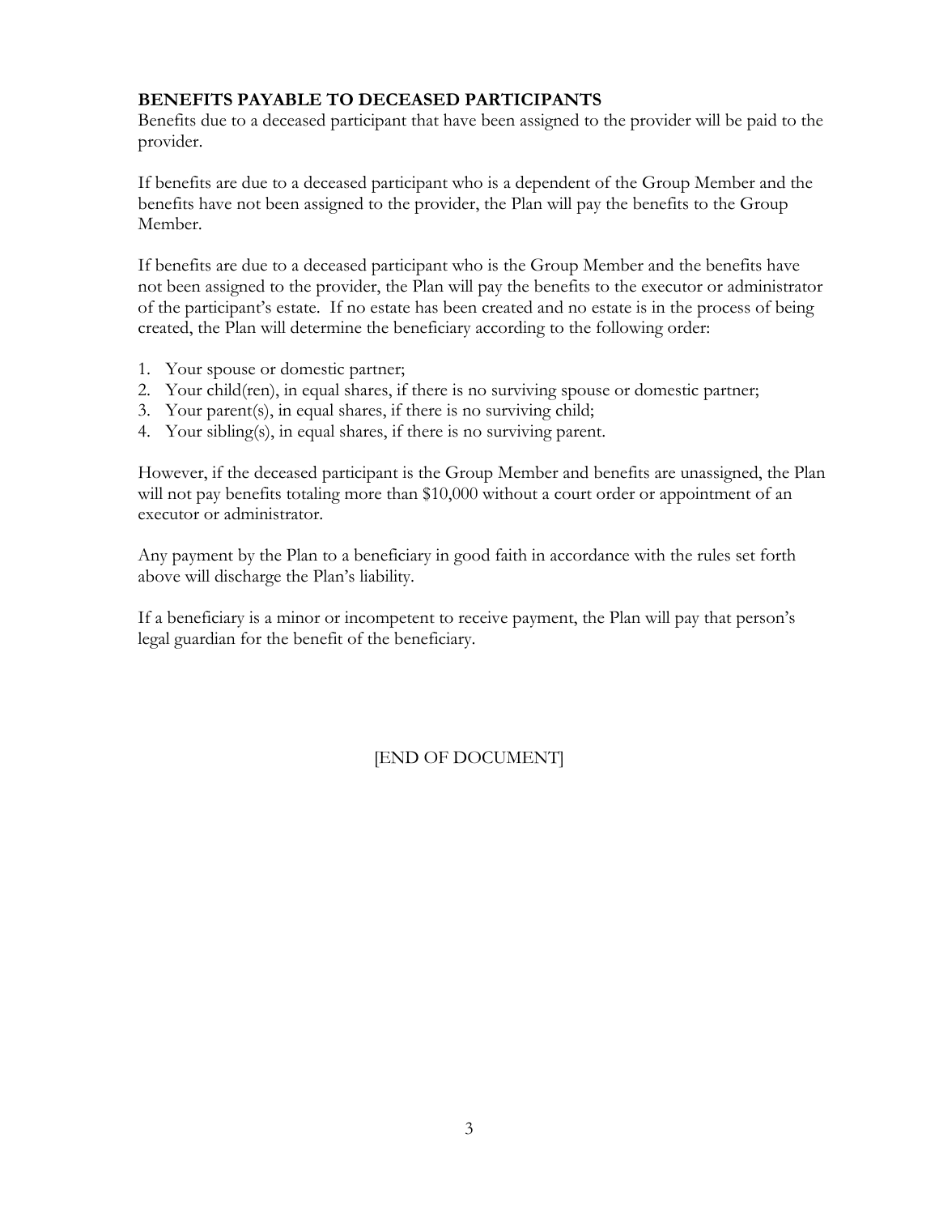## BENEFITS PAYABLE TO DECEASED PARTICIPANTS

Benefits due to a deceased participant that have been assigned to the provider will be paid to the provider.

If benefits are due to a deceased participant who is a dependent of the Group Member and the benefits have not been assigned to the provider, the Plan will pay the benefits to the Group Member.

If benefits are due to a deceased participant who is the Group Member and the benefits have not been assigned to the provider, the Plan will pay the benefits to the executor or administrator of the participant's estate. If no estate has been created and no estate is in the process of being created, the Plan will determine the beneficiary according to the following order:

1. Your spouse or domestic partner;
2. Your child(ren), in equal shares, if there is no surviving spouse or domestic partner;
3. Your parent(s), in equal shares, if there is no surviving child;
4. Your sibling(s), in equal shares, if there is no surviving parent.

However, if the deceased participant is the Group Member and benefits are unassigned, the Plan will not pay benefits totaling more than $10,000 without a court order or appointment of an executor or administrator.

Any payment by the Plan to a beneficiary in good faith in accordance with the rules set forth above will discharge the Plan's liability.

If a beneficiary is a minor or incompetent to receive payment, the Plan will pay that person's legal guardian for the benefit of the beneficiary.

[END OF DOCUMENT]